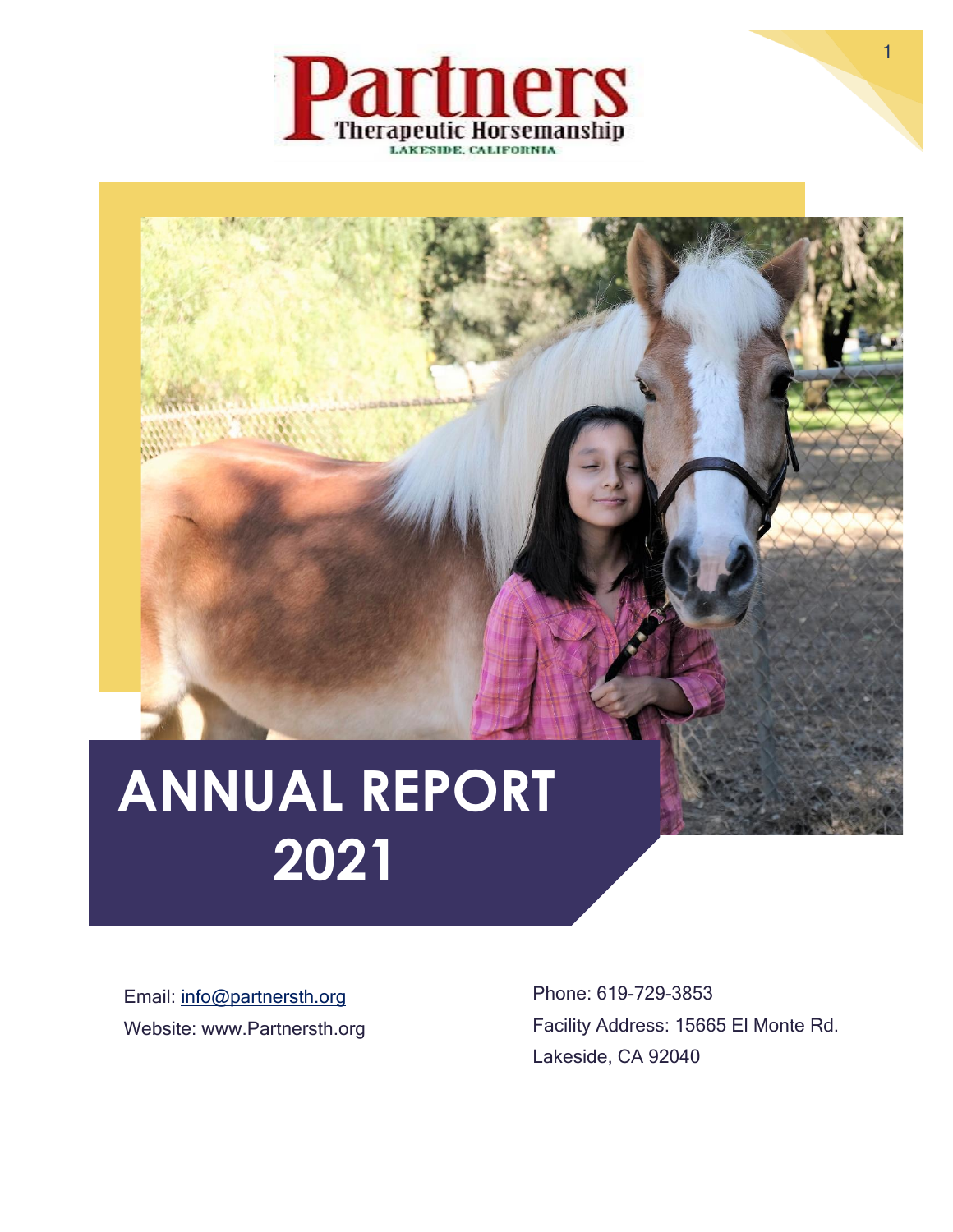# Partners

Therapeutic Horsemanship

LAKESIDE, CALIFORNIA

# ANNUAL REPORT 2021

Email: info@partnersth.org

Website: www.Partnersth.org

Phone: 619-729-3853

Facility Address: 15665 El Monte Rd.

Lakeside, CA 92040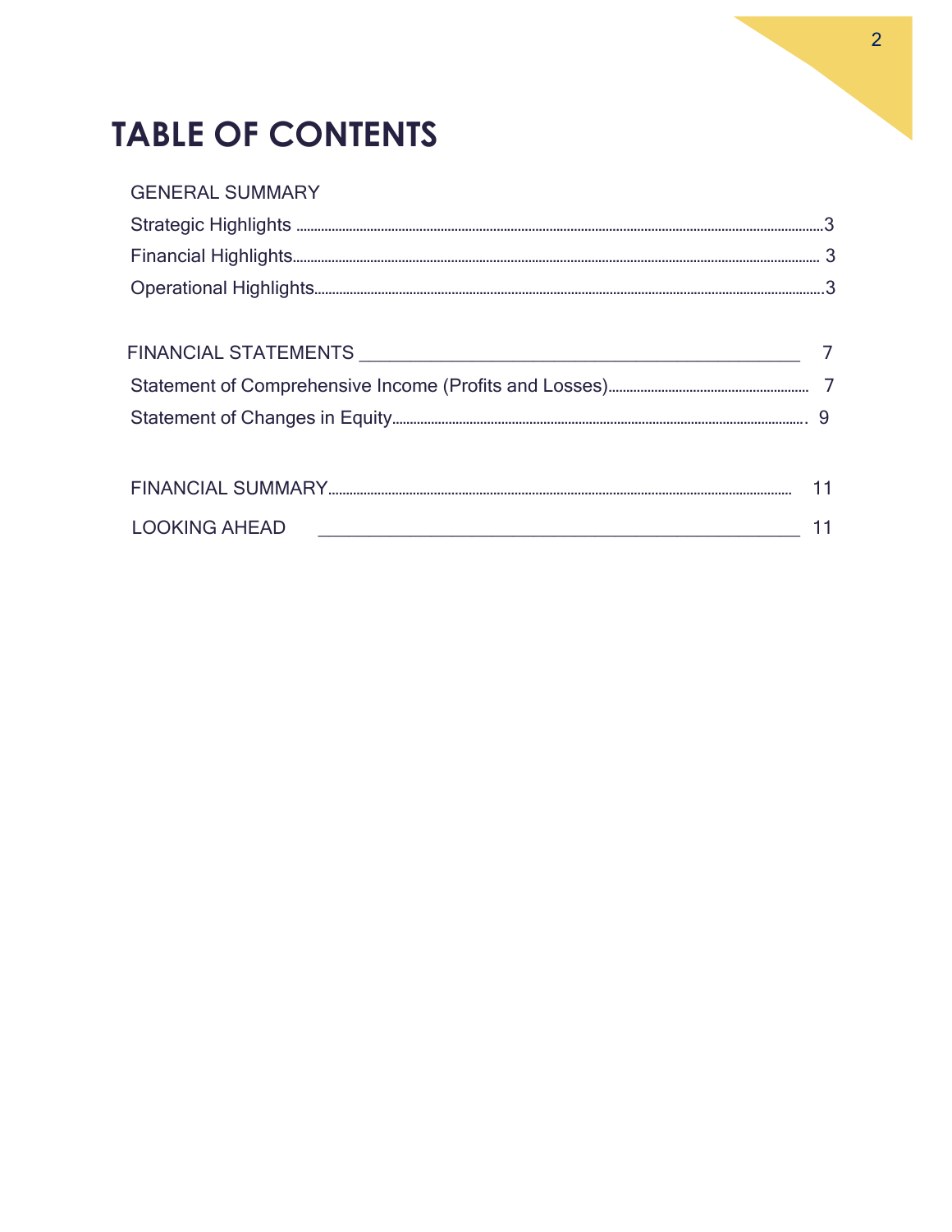# TABLE OF CONTENTS

GENERAL SUMMARY

Strategic Highlights ........................................ 3

Financial Highlights ........................................ 3

Operational Highlights ........................................ 3

FINANCIAL STATEMENTS ________________________________ 7

Statement of Comprehensive Income (Profits and Losses) ........................................ 7

Statement of Changes in Equity ........................................ 9

FINANCIAL SUMMARY ........................................ 11

LOOKING AHEAD ________________________________ 11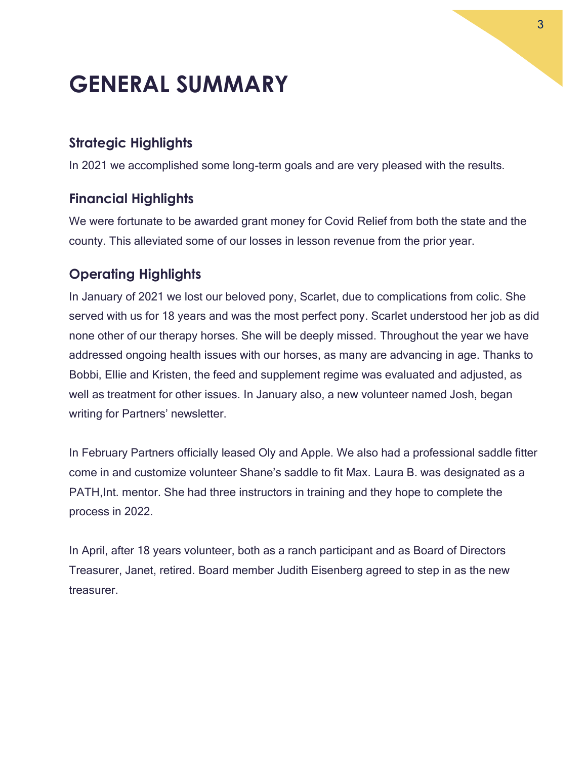# GENERAL SUMMARY

## Strategic Highlights

In 2021 we accomplished some long-term goals and are very pleased with the results.

## Financial Highlights

We were fortunate to be awarded grant money for Covid Relief from both the state and the county. This alleviated some of our losses in lesson revenue from the prior year.

## Operating Highlights

In January of 2021 we lost our beloved pony, Scarlet, due to complications from colic. She served with us for 18 years and was the most perfect pony. Scarlet understood her job as did none other of our therapy horses. She will be deeply missed. Throughout the year we have addressed ongoing health issues with our horses, as many are advancing in age. Thanks to Bobbi, Ellie and Kristen, the feed and supplement regime was evaluated and adjusted, as well as treatment for other issues. In January also, a new volunteer named Josh, began writing for Partners' newsletter.

In February Partners officially leased Oly and Apple. We also had a professional saddle fitter come in and customize volunteer Shane's saddle to fit Max. Laura B. was designated as a PATH,Int. mentor. She had three instructors in training and they hope to complete the process in 2022.

In April, after 18 years volunteer, both as a ranch participant and as Board of Directors Treasurer, Janet, retired. Board member Judith Eisenberg agreed to step in as the new treasurer.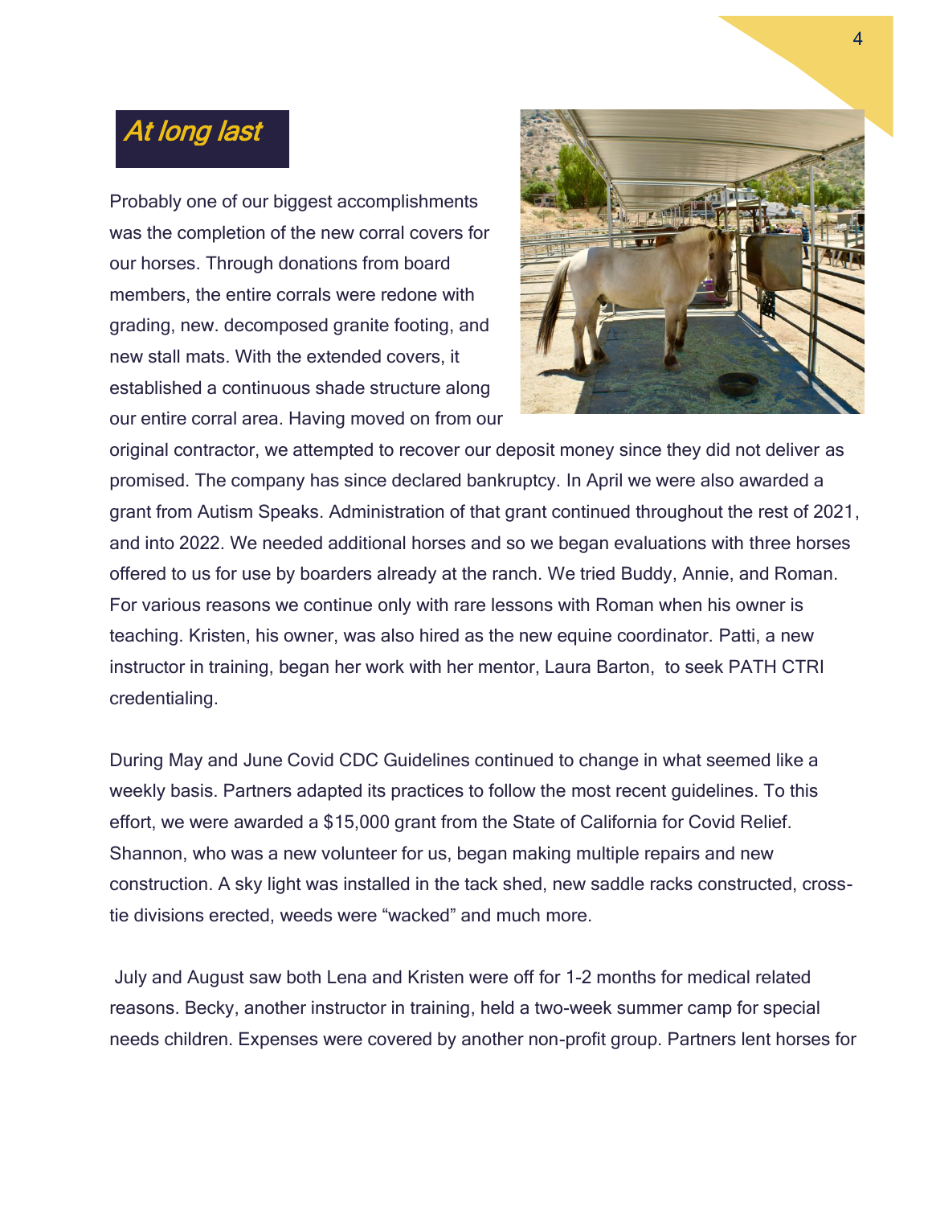## *At long last*

Probably one of our biggest accomplishments was the completion of the new corral covers for our horses. Through donations from board members, the entire corrals were redone with grading, new. decomposed granite footing, and new stall mats. With the extended covers, it established a continuous shade structure along our entire corral area. Having moved on from our original contractor, we attempted to recover our deposit money since they did not deliver as promised. The company has since declared bankruptcy. In April we were also awarded a grant from Autism Speaks. Administration of that grant continued throughout the rest of 2021, and into 2022. We needed additional horses and so we began evaluations with three horses offered to us for use by boarders already at the ranch. We tried Buddy, Annie, and Roman. For various reasons we continue only with rare lessons with Roman when his owner is teaching. Kristen, his owner, was also hired as the new equine coordinator. Patti, a new instructor in training, began her work with her mentor, Laura Barton, to seek PATH CTRI credentialing.

During May and June Covid CDC Guidelines continued to change in what seemed like a weekly basis. Partners adapted its practices to follow the most recent guidelines. To this effort, we were awarded a $15,000 grant from the State of California for Covid Relief. Shannon, who was a new volunteer for us, began making multiple repairs and new construction. A sky light was installed in the tack shed, new saddle racks constructed, cross-tie divisions erected, weeds were "wacked" and much more.

July and August saw both Lena and Kristen were off for 1-2 months for medical related reasons. Becky, another instructor in training, held a two-week summer camp for special needs children. Expenses were covered by another non-profit group. Partners lent horses for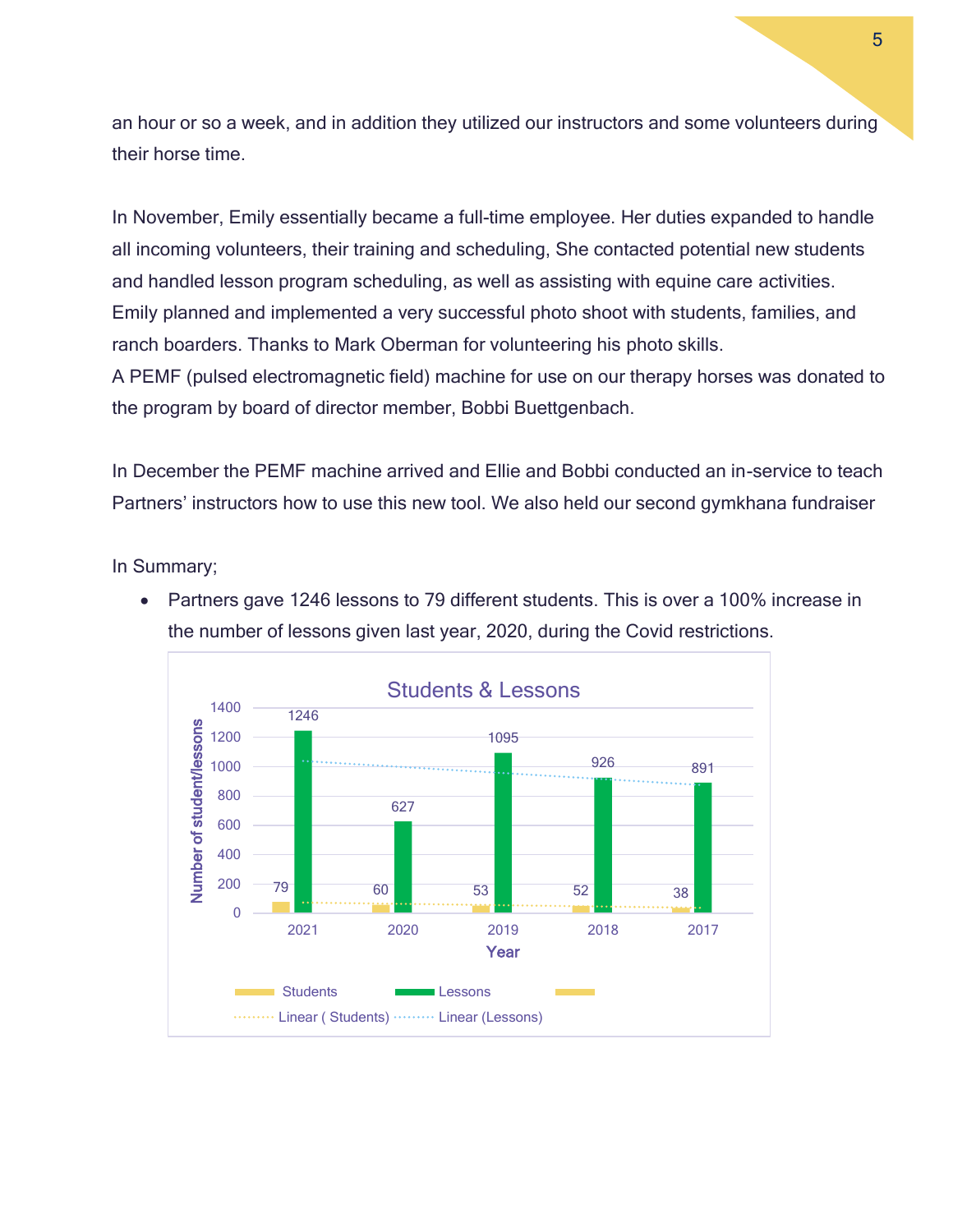an hour or so a week, and in addition they utilized our instructors and some volunteers during their horse time.

In November, Emily essentially became a full-time employee. Her duties expanded to handle all incoming volunteers, their training and scheduling, She contacted potential new students and handled lesson program scheduling, as well as assisting with equine care activities. Emily planned and implemented a very successful photo shoot with students, families, and ranch boarders. Thanks to Mark Oberman for volunteering his photo skills.
A PEMF (pulsed electromagnetic field) machine for use on our therapy horses was donated to the program by board of director member, Bobbi Buettgenbach.

In December the PEMF machine arrived and Ellie and Bobbi conducted an in-service to teach Partners' instructors how to use this new tool. We also held our second gymkhana fundraiser

In Summary;

- Partners gave 1246 lessons to 79 different students. This is over a 100% increase in the number of lessons given last year, 2020, during the Covid restrictions.

**Students & Lessons**

| Year | Students | Lessons |
|---|---|---|
| 2021 | 79 | 1246 |
| 2020 | 60 | 627 |
| 2019 | 53 | 1095 |
| 2018 | 52 | 926 |
| 2017 | 38 | 891 |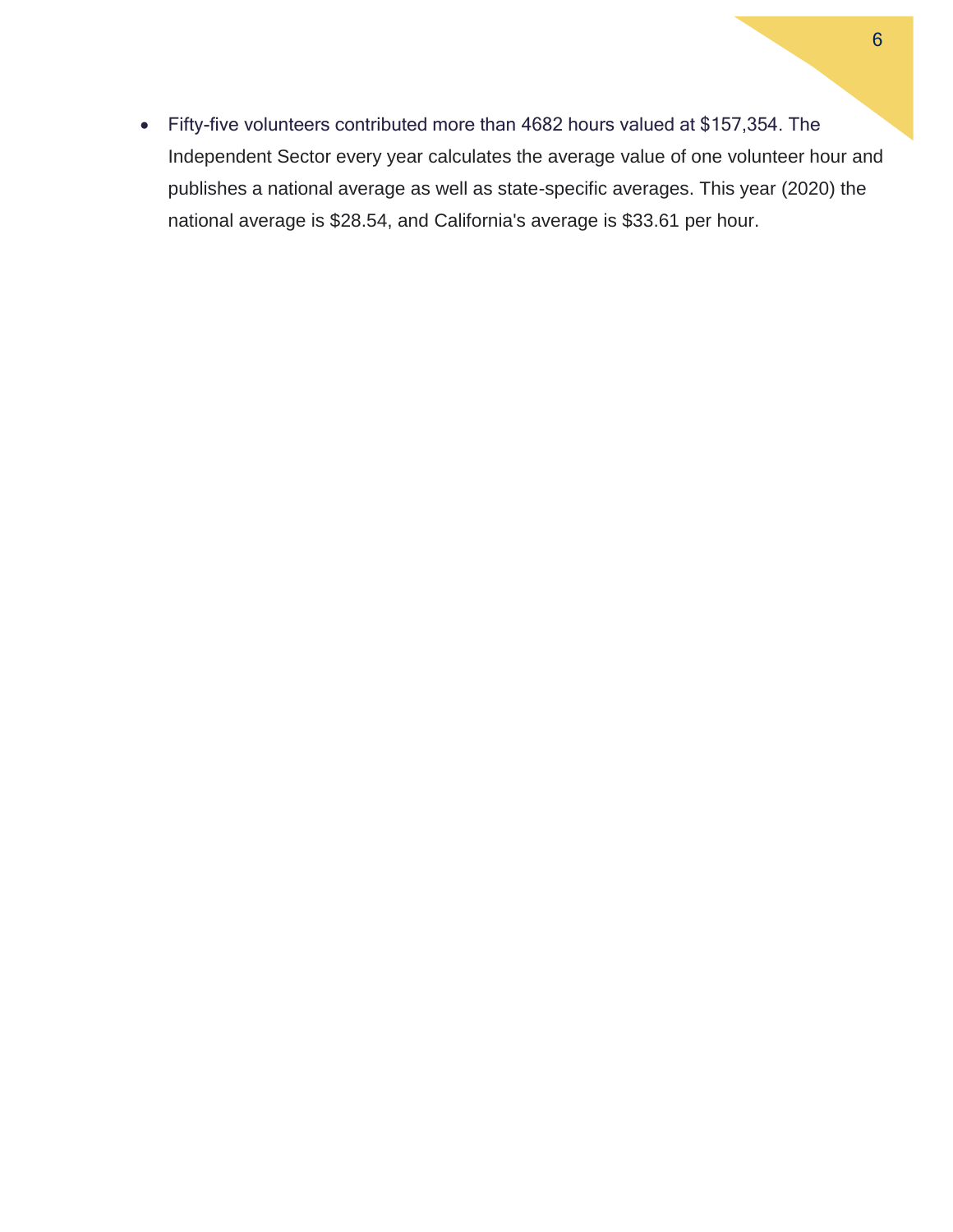- Fifty-five volunteers contributed more than 4682 hours valued at $157,354. The Independent Sector every year calculates the average value of one volunteer hour and publishes a national average as well as state-specific averages. This year (2020) the national average is $28.54, and California's average is $33.61 per hour.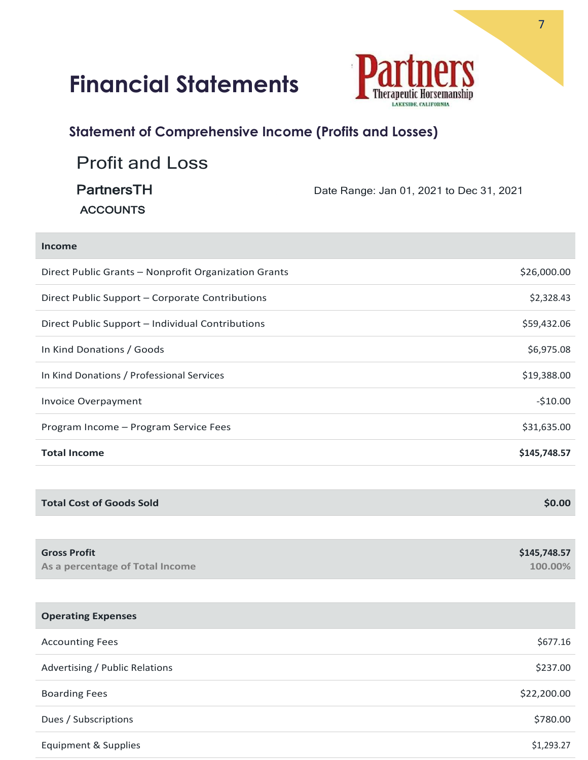# Financial Statements

Partners Therapeutic Horsemanship
LAKESIDE, CALIFORNIA

## Statement of Comprehensive Income (Profits and Losses)

### Profit and Loss

**PartnersTH**

**ACCOUNTS**

Date Range: Jan 01, 2021 to Dec 31, 2021

| **Income** | |
|---|---|
| Direct Public Grants – Nonprofit Organization Grants | $26,000.00 |
| Direct Public Support – Corporate Contributions | $2,328.43 |
| Direct Public Support – Individual Contributions | $59,432.06 |
| In Kind Donations / Goods | $6,975.08 |
| In Kind Donations / Professional Services | $19,388.00 |
| Invoice Overpayment | -$10.00 |
| Program Income – Program Service Fees | $31,635.00 |
| **Total Income** | **$145,748.57** |

| **Total Cost of Goods Sold** | **$0.00** |
|---|---|

| **Gross Profit** | **$145,748.57** |
|---|---|
| As a percentage of Total Income | 100.00% |

| **Operating Expenses** | |
|---|---|
| Accounting Fees | $677.16 |
| Advertising / Public Relations | $237.00 |
| Boarding Fees | $22,200.00 |
| Dues / Subscriptions | $780.00 |
| Equipment & Supplies | $1,293.27 |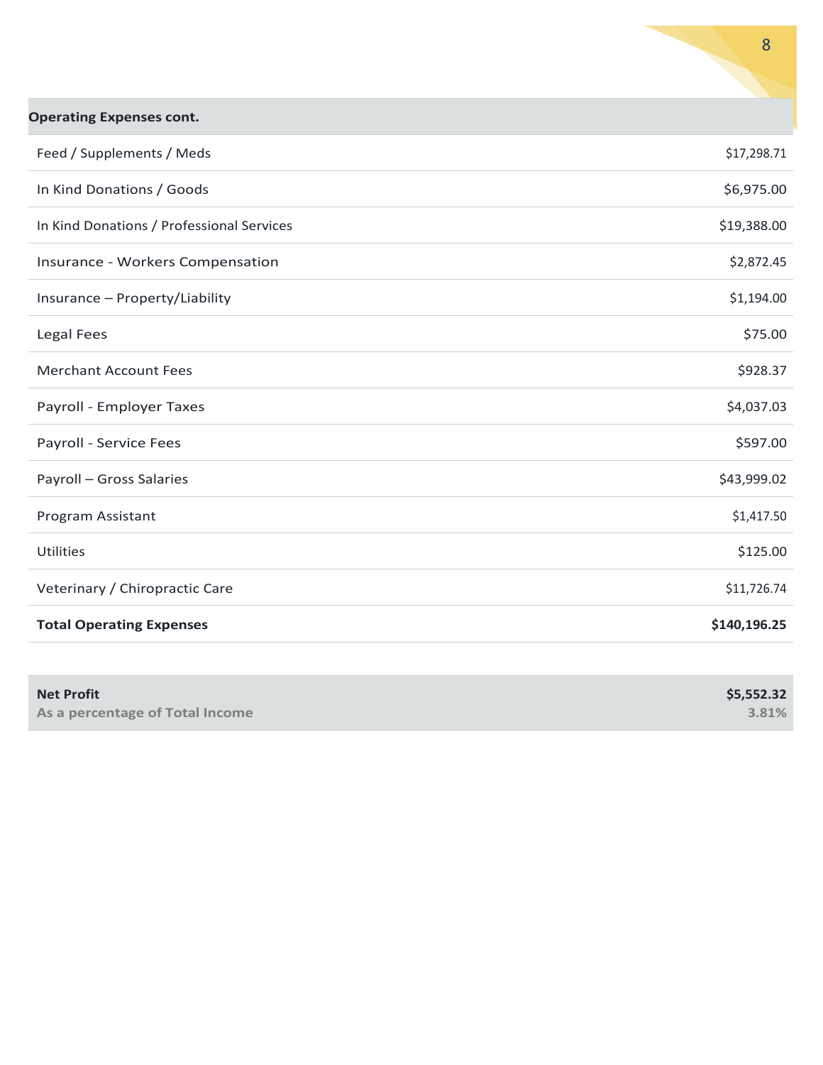| Operating Expenses cont. | |
|---|---|
| Feed / Supplements / Meds | $17,298.71 |
| In Kind Donations / Goods | $6,975.00 |
| In Kind Donations / Professional Services | $19,388.00 |
| Insurance - Workers Compensation | $2,872.45 |
| Insurance – Property/Liability | $1,194.00 |
| Legal Fees | $75.00 |
| Merchant Account Fees | $928.37 |
| Payroll - Employer Taxes | $4,037.03 |
| Payroll - Service Fees | $597.00 |
| Payroll – Gross Salaries | $43,999.02 |
| Program Assistant | $1,417.50 |
| Utilities | $125.00 |
| Veterinary / Chiropractic Care | $11,726.74 |
| **Total Operating Expenses** | **$140,196.25** |

| **Net Profit** | **$5,552.32** |
|---|---|
| **As a percentage of Total Income** | **3.81%** |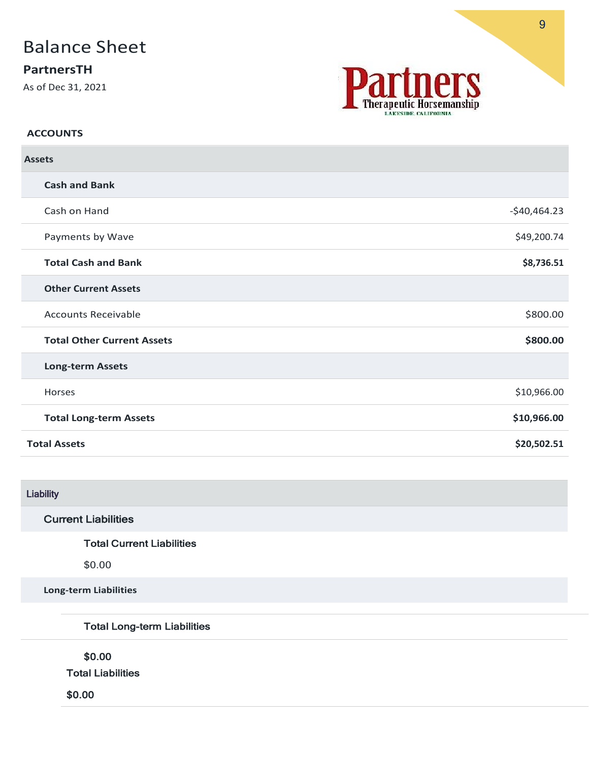# Balance Sheet

**PartnersTH**

As of Dec 31, 2021

Partners Therapeutic Horsemanship
LAKESIDE, CALIFORNIA

**ACCOUNTS**

| Assets | |
|---|---|
| **Cash and Bank** | |
| Cash on Hand | -$40,464.23 |
| Payments by Wave | $49,200.74 |
| **Total Cash and Bank** | **$8,736.51** |
| **Other Current Assets** | |
| Accounts Receivable | $800.00 |
| **Total Other Current Assets** | **$800.00** |
| **Long-term Assets** | |
| Horses | $10,966.00 |
| **Total Long-term Assets** | **$10,966.00** |
| **Total Assets** | **$20,502.51** |

| Liability | |
|---|---|
| Current Liabilities | |
| **Total Current Liabilities** | $0.00 |
| **Long-term Liabilities** | |
| **Total Long-term Liabilities** | **$0.00** |
| **Total Liabilities** | **$0.00** |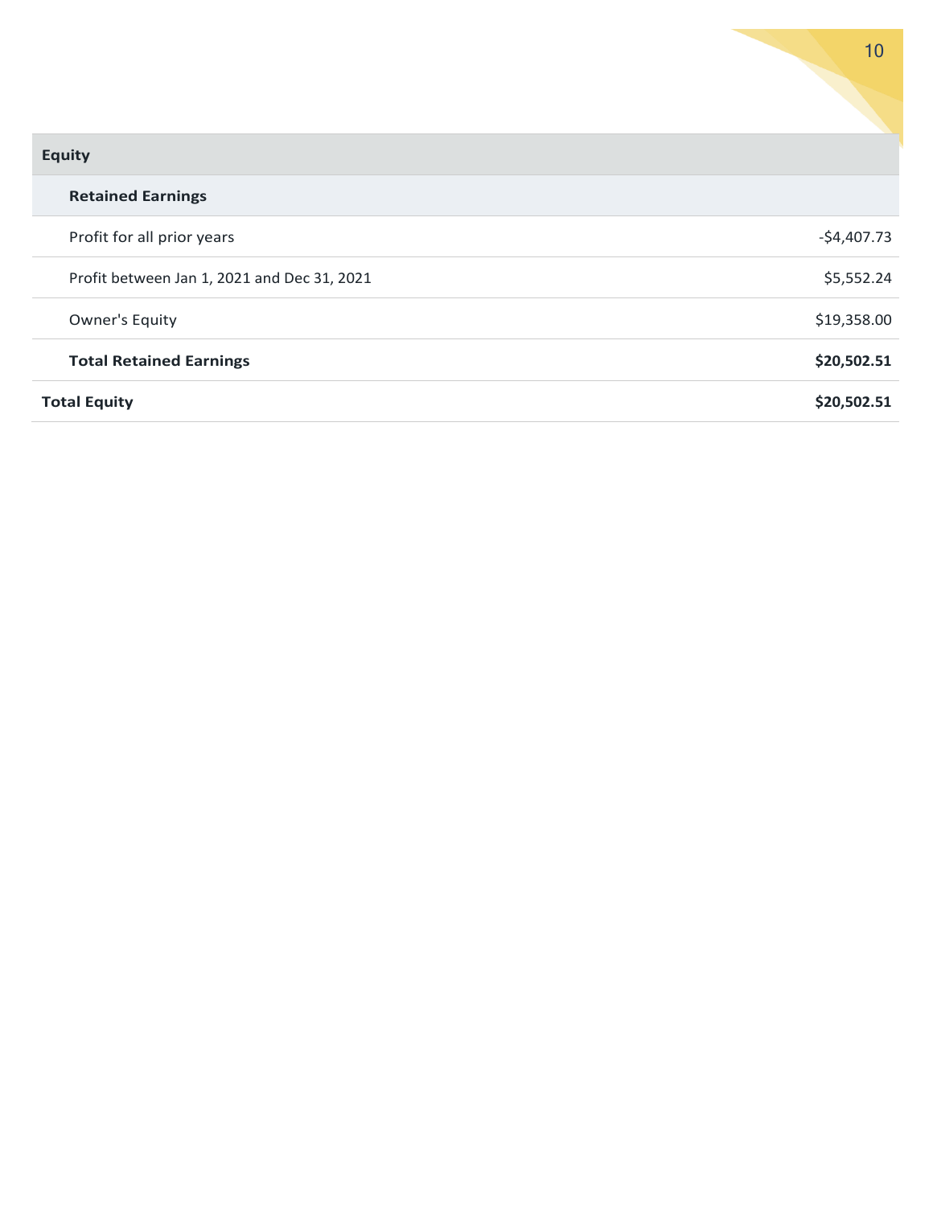| Equity | |
|---|---|
| **Retained Earnings** | |
| Profit for all prior years | -$4,407.73 |
| Profit between Jan 1, 2021 and Dec 31, 2021 | $5,552.24 |
| Owner's Equity | $19,358.00 |
| **Total Retained Earnings** | **$20,502.51** |
| **Total Equity** | **$20,502.51** |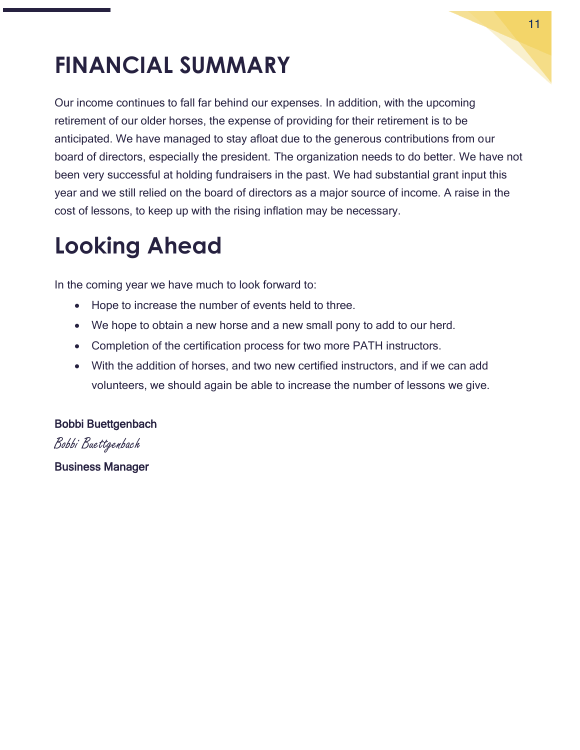# FINANCIAL SUMMARY

Our income continues to fall far behind our expenses. In addition, with the upcoming retirement of our older horses, the expense of providing for their retirement is to be anticipated. We have managed to stay afloat due to the generous contributions from our board of directors, especially the president. The organization needs to do better. We have not been very successful at holding fundraisers in the past. We had substantial grant input this year and we still relied on the board of directors as a major source of income. A raise in the cost of lessons, to keep up with the rising inflation may be necessary.

# Looking Ahead

In the coming year we have much to look forward to:

- Hope to increase the number of events held to three.
- We hope to obtain a new horse and a new small pony to add to our herd.
- Completion of the certification process for two more PATH instructors.
- With the addition of horses, and two new certified instructors, and if we can add volunteers, we should again be able to increase the number of lessons we give.

**Bobbi Buettgenbach**

*Bobbi Buettgenbach*

**Business Manager**